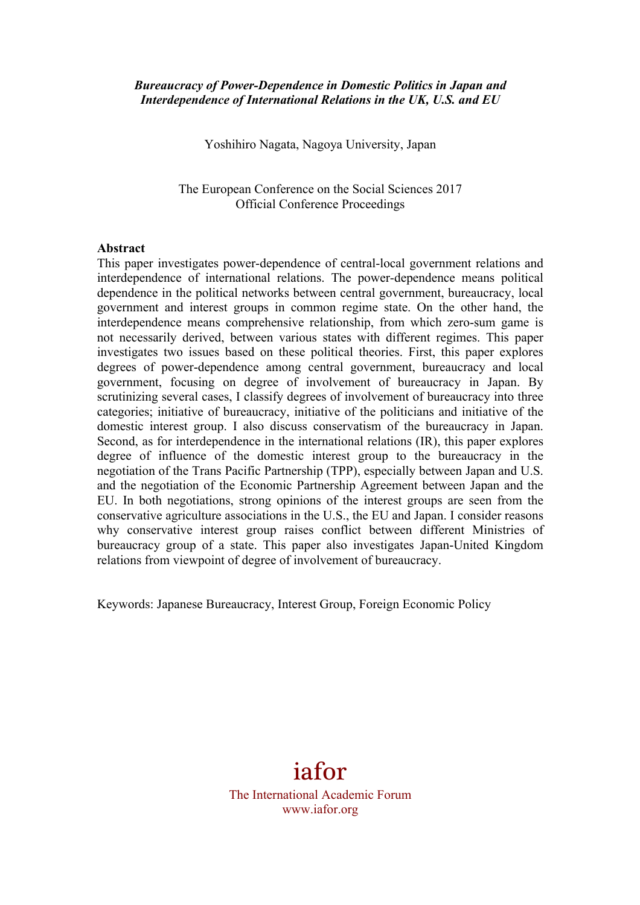***Bureaucracy of Power-Dependence in Domestic Politics in Japan and Interdependence of International Relations in the UK, U.S. and EU***

Yoshihiro Nagata, Nagoya University, Japan

The European Conference on the Social Sciences 2017
Official Conference Proceedings

**Abstract**

This paper investigates power-dependence of central-local government relations and interdependence of international relations. The power-dependence means political dependence in the political networks between central government, bureaucracy, local government and interest groups in common regime state. On the other hand, the interdependence means comprehensive relationship, from which zero-sum game is not necessarily derived, between various states with different regimes. This paper investigates two issues based on these political theories. First, this paper explores degrees of power-dependence among central government, bureaucracy and local government, focusing on degree of involvement of bureaucracy in Japan. By scrutinizing several cases, I classify degrees of involvement of bureaucracy into three categories; initiative of bureaucracy, initiative of the politicians and initiative of the domestic interest group. I also discuss conservatism of the bureaucracy in Japan. Second, as for interdependence in the international relations (IR), this paper explores degree of influence of the domestic interest group to the bureaucracy in the negotiation of the Trans Pacific Partnership (TPP), especially between Japan and U.S. and the negotiation of the Economic Partnership Agreement between Japan and the EU. In both negotiations, strong opinions of the interest groups are seen from the conservative agriculture associations in the U.S., the EU and Japan. I consider reasons why conservative interest group raises conflict between different Ministries of bureaucracy group of a state. This paper also investigates Japan-United Kingdom relations from viewpoint of degree of involvement of bureaucracy.

Keywords: Japanese Bureaucracy, Interest Group, Foreign Economic Policy

iafor
The International Academic Forum
www.iafor.org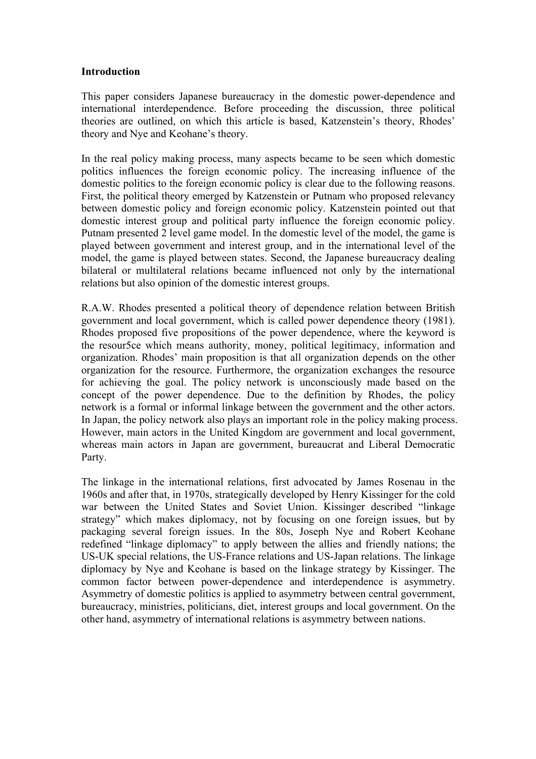**Introduction**

This paper considers Japanese bureaucracy in the domestic power-dependence and international interdependence. Before proceeding the discussion, three political theories are outlined, on which this article is based, Katzenstein's theory, Rhodes' theory and Nye and Keohane's theory.

In the real policy making process, many aspects became to be seen which domestic politics influences the foreign economic policy. The increasing influence of the domestic politics to the foreign economic policy is clear due to the following reasons. First, the political theory emerged by Katzenstein or Putnam who proposed relevancy between domestic policy and foreign economic policy. Katzenstein pointed out that domestic interest group and political party influence the foreign economic policy. Putnam presented 2 level game model. In the domestic level of the model, the game is played between government and interest group, and in the international level of the model, the game is played between states. Second, the Japanese bureaucracy dealing bilateral or multilateral relations became influenced not only by the international relations but also opinion of the domestic interest groups.

R.A.W. Rhodes presented a political theory of dependence relation between British government and local government, which is called power dependence theory (1981). Rhodes proposed five propositions of the power dependence, where the keyword is the resour5ce which means authority, money, political legitimacy, information and organization. Rhodes' main proposition is that all organization depends on the other organization for the resource. Furthermore, the organization exchanges the resource for achieving the goal. The policy network is unconsciously made based on the concept of the power dependence. Due to the definition by Rhodes, the policy network is a formal or informal linkage between the government and the other actors. In Japan, the policy network also plays an important role in the policy making process. However, main actors in the United Kingdom are government and local government, whereas main actors in Japan are government, bureaucrat and Liberal Democratic Party.

The linkage in the international relations, first advocated by James Rosenau in the 1960s and after that, in 1970s, strategically developed by Henry Kissinger for the cold war between the United States and Soviet Union. Kissinger described "linkage strategy" which makes diplomacy, not by focusing on one foreign issues, but by packaging several foreign issues. In the 80s, Joseph Nye and Robert Keohane redefined "linkage diplomacy" to apply between the allies and friendly nations; the US-UK special relations, the US-France relations and US-Japan relations. The linkage diplomacy by Nye and Keohane is based on the linkage strategy by Kissinger. The common factor between power-dependence and interdependence is asymmetry. Asymmetry of domestic politics is applied to asymmetry between central government, bureaucracy, ministries, politicians, diet, interest groups and local government. On the other hand, asymmetry of international relations is asymmetry between nations.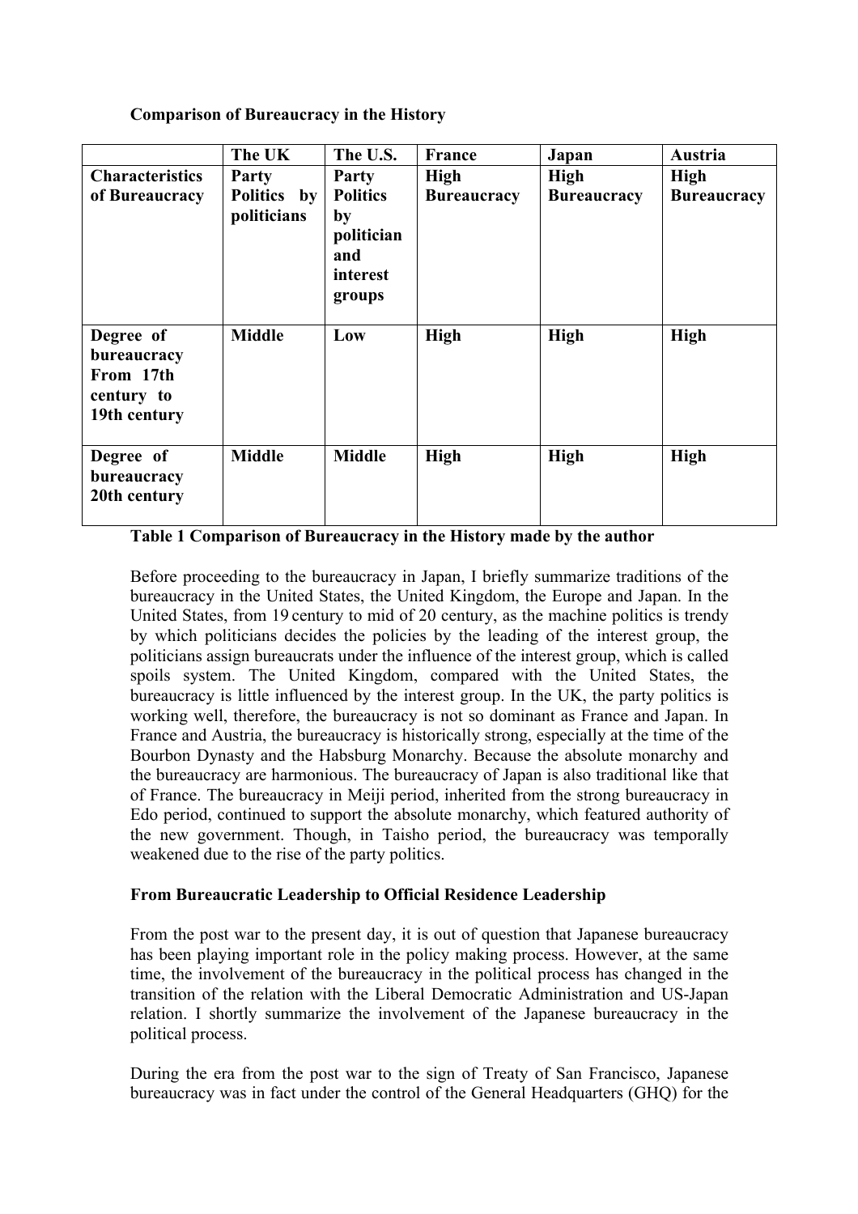**Comparison of Bureaucracy in the History**

| | **The UK** | **The U.S.** | **France** | **Japan** | **Austria** |
|---|---|---|---|---|---|
| **Characteristics of Bureaucracy** | **Party Politics by politicians** | **Party Politics by politician and interest groups** | **High Bureaucracy** | **High Bureaucracy** | **High Bureaucracy** |
| **Degree of bureaucracy From 17th century to 19th century** | **Middle** | **Low** | **High** | **High** | **High** |
| **Degree of bureaucracy 20th century** | **Middle** | **Middle** | **High** | **High** | **High** |

**Table 1 Comparison of Bureaucracy in the History made by the author**

Before proceeding to the bureaucracy in Japan, I briefly summarize traditions of the bureaucracy in the United States, the United Kingdom, the Europe and Japan. In the United States, from 19 century to mid of 20 century, as the machine politics is trendy by which politicians decides the policies by the leading of the interest group, the politicians assign bureaucrats under the influence of the interest group, which is called spoils system. The United Kingdom, compared with the United States, the bureaucracy is little influenced by the interest group. In the UK, the party politics is working well, therefore, the bureaucracy is not so dominant as France and Japan. In France and Austria, the bureaucracy is historically strong, especially at the time of the Bourbon Dynasty and the Habsburg Monarchy. Because the absolute monarchy and the bureaucracy are harmonious. The bureaucracy of Japan is also traditional like that of France. The bureaucracy in Meiji period, inherited from the strong bureaucracy in Edo period, continued to support the absolute monarchy, which featured authority of the new government. Though, in Taisho period, the bureaucracy was temporally weakened due to the rise of the party politics.

**From Bureaucratic Leadership to Official Residence Leadership**

From the post war to the present day, it is out of question that Japanese bureaucracy has been playing important role in the policy making process. However, at the same time, the involvement of the bureaucracy in the political process has changed in the transition of the relation with the Liberal Democratic Administration and US-Japan relation. I shortly summarize the involvement of the Japanese bureaucracy in the political process.

During the era from the post war to the sign of Treaty of San Francisco, Japanese bureaucracy was in fact under the control of the General Headquarters (GHQ) for the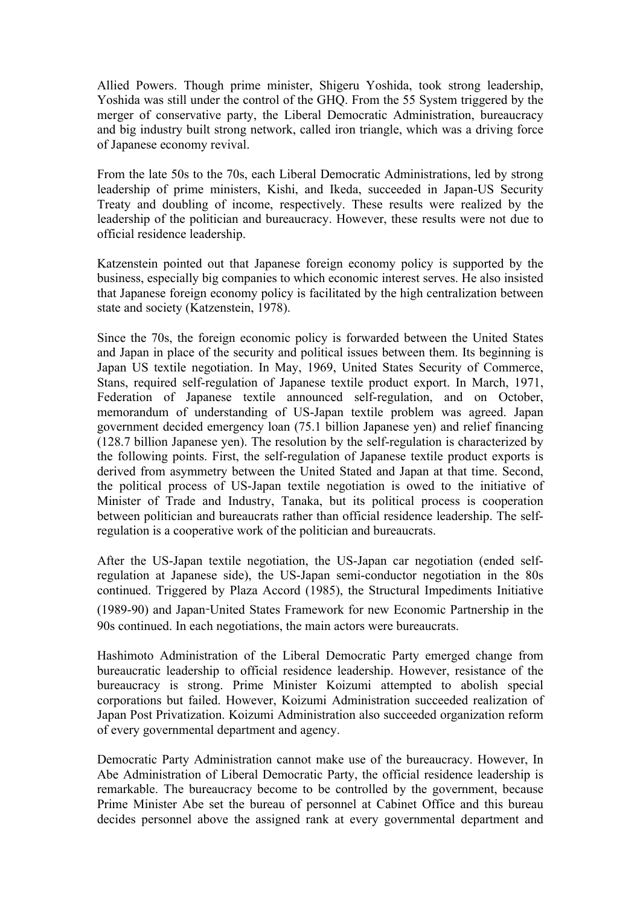Allied Powers. Though prime minister, Shigeru Yoshida, took strong leadership, Yoshida was still under the control of the GHQ. From the 55 System triggered by the merger of conservative party, the Liberal Democratic Administration, bureaucracy and big industry built strong network, called iron triangle, which was a driving force of Japanese economy revival.

From the late 50s to the 70s, each Liberal Democratic Administrations, led by strong leadership of prime ministers, Kishi, and Ikeda, succeeded in Japan-US Security Treaty and doubling of income, respectively. These results were realized by the leadership of the politician and bureaucracy. However, these results were not due to official residence leadership.

Katzenstein pointed out that Japanese foreign economy policy is supported by the business, especially big companies to which economic interest serves. He also insisted that Japanese foreign economy policy is facilitated by the high centralization between state and society (Katzenstein, 1978).

Since the 70s, the foreign economic policy is forwarded between the United States and Japan in place of the security and political issues between them. Its beginning is Japan US textile negotiation. In May, 1969, United States Security of Commerce, Stans, required self-regulation of Japanese textile product export. In March, 1971, Federation of Japanese textile announced self-regulation, and on October, memorandum of understanding of US-Japan textile problem was agreed. Japan government decided emergency loan (75.1 billion Japanese yen) and relief financing (128.7 billion Japanese yen). The resolution by the self-regulation is characterized by the following points. First, the self-regulation of Japanese textile product exports is derived from asymmetry between the United Stated and Japan at that time. Second, the political process of US-Japan textile negotiation is owed to the initiative of Minister of Trade and Industry, Tanaka, but its political process is cooperation between politician and bureaucrats rather than official residence leadership. The self-regulation is a cooperative work of the politician and bureaucrats.

After the US-Japan textile negotiation, the US-Japan car negotiation (ended self-regulation at Japanese side), the US-Japan semi-conductor negotiation in the 80s continued. Triggered by Plaza Accord (1985), the Structural Impediments Initiative (1989-90) and Japan-United States Framework for new Economic Partnership in the 90s continued. In each negotiations, the main actors were bureaucrats.

Hashimoto Administration of the Liberal Democratic Party emerged change from bureaucratic leadership to official residence leadership. However, resistance of the bureaucracy is strong. Prime Minister Koizumi attempted to abolish special corporations but failed. However, Koizumi Administration succeeded realization of Japan Post Privatization. Koizumi Administration also succeeded organization reform of every governmental department and agency.

Democratic Party Administration cannot make use of the bureaucracy. However, In Abe Administration of Liberal Democratic Party, the official residence leadership is remarkable. The bureaucracy become to be controlled by the government, because Prime Minister Abe set the bureau of personnel at Cabinet Office and this bureau decides personnel above the assigned rank at every governmental department and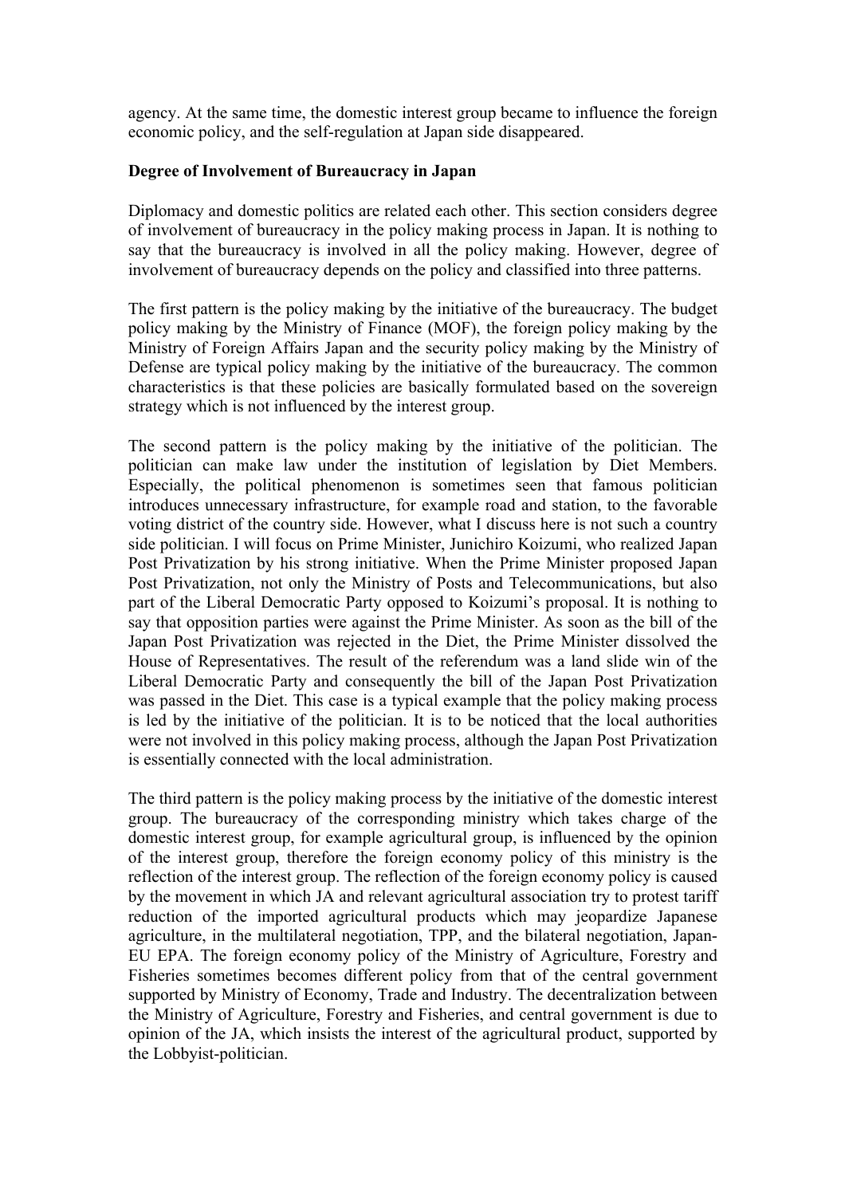agency. At the same time, the domestic interest group became to influence the foreign economic policy, and the self-regulation at Japan side disappeared.

**Degree of Involvement of Bureaucracy in Japan**

Diplomacy and domestic politics are related each other. This section considers degree of involvement of bureaucracy in the policy making process in Japan. It is nothing to say that the bureaucracy is involved in all the policy making. However, degree of involvement of bureaucracy depends on the policy and classified into three patterns.

The first pattern is the policy making by the initiative of the bureaucracy. The budget policy making by the Ministry of Finance (MOF), the foreign policy making by the Ministry of Foreign Affairs Japan and the security policy making by the Ministry of Defense are typical policy making by the initiative of the bureaucracy. The common characteristics is that these policies are basically formulated based on the sovereign strategy which is not influenced by the interest group.

The second pattern is the policy making by the initiative of the politician. The politician can make law under the institution of legislation by Diet Members. Especially, the political phenomenon is sometimes seen that famous politician introduces unnecessary infrastructure, for example road and station, to the favorable voting district of the country side. However, what I discuss here is not such a country side politician. I will focus on Prime Minister, Junichiro Koizumi, who realized Japan Post Privatization by his strong initiative. When the Prime Minister proposed Japan Post Privatization, not only the Ministry of Posts and Telecommunications, but also part of the Liberal Democratic Party opposed to Koizumi's proposal. It is nothing to say that opposition parties were against the Prime Minister. As soon as the bill of the Japan Post Privatization was rejected in the Diet, the Prime Minister dissolved the House of Representatives. The result of the referendum was a land slide win of the Liberal Democratic Party and consequently the bill of the Japan Post Privatization was passed in the Diet. This case is a typical example that the policy making process is led by the initiative of the politician. It is to be noticed that the local authorities were not involved in this policy making process, although the Japan Post Privatization is essentially connected with the local administration.

The third pattern is the policy making process by the initiative of the domestic interest group. The bureaucracy of the corresponding ministry which takes charge of the domestic interest group, for example agricultural group, is influenced by the opinion of the interest group, therefore the foreign economy policy of this ministry is the reflection of the interest group. The reflection of the foreign economy policy is caused by the movement in which JA and relevant agricultural association try to protest tariff reduction of the imported agricultural products which may jeopardize Japanese agriculture, in the multilateral negotiation, TPP, and the bilateral negotiation, Japan-EU EPA. The foreign economy policy of the Ministry of Agriculture, Forestry and Fisheries sometimes becomes different policy from that of the central government supported by Ministry of Economy, Trade and Industry. The decentralization between the Ministry of Agriculture, Forestry and Fisheries, and central government is due to opinion of the JA, which insists the interest of the agricultural product, supported by the Lobbyist-politician.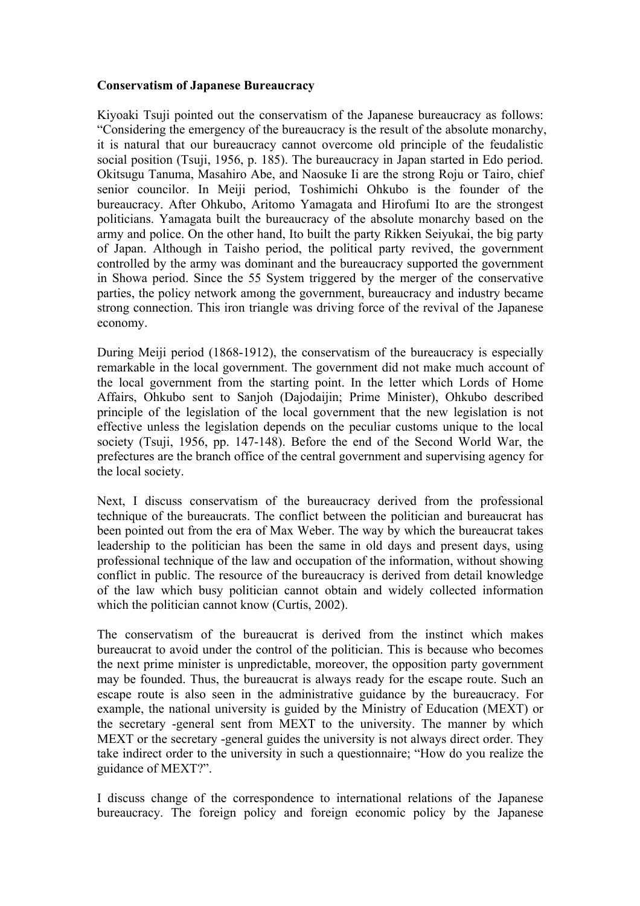**Conservatism of Japanese Bureaucracy**

Kiyoaki Tsuji pointed out the conservatism of the Japanese bureaucracy as follows: "Considering the emergency of the bureaucracy is the result of the absolute monarchy, it is natural that our bureaucracy cannot overcome old principle of the feudalistic social position (Tsuji, 1956, p. 185). The bureaucracy in Japan started in Edo period. Okitsugu Tanuma, Masahiro Abe, and Naosuke Ii are the strong Roju or Tairo, chief senior councilor. In Meiji period, Toshimichi Ohkubo is the founder of the bureaucracy. After Ohkubo, Aritomo Yamagata and Hirofumi Ito are the strongest politicians. Yamagata built the bureaucracy of the absolute monarchy based on the army and police. On the other hand, Ito built the party Rikken Seiyukai, the big party of Japan. Although in Taisho period, the political party revived, the government controlled by the army was dominant and the bureaucracy supported the government in Showa period. Since the 55 System triggered by the merger of the conservative parties, the policy network among the government, bureaucracy and industry became strong connection. This iron triangle was driving force of the revival of the Japanese economy.

During Meiji period (1868-1912), the conservatism of the bureaucracy is especially remarkable in the local government. The government did not make much account of the local government from the starting point. In the letter which Lords of Home Affairs, Ohkubo sent to Sanjoh (Dajodaijin; Prime Minister), Ohkubo described principle of the legislation of the local government that the new legislation is not effective unless the legislation depends on the peculiar customs unique to the local society (Tsuji, 1956, pp. 147-148). Before the end of the Second World War, the prefectures are the branch office of the central government and supervising agency for the local society.

Next, I discuss conservatism of the bureaucracy derived from the professional technique of the bureaucrats. The conflict between the politician and bureaucrat has been pointed out from the era of Max Weber. The way by which the bureaucrat takes leadership to the politician has been the same in old days and present days, using professional technique of the law and occupation of the information, without showing conflict in public. The resource of the bureaucracy is derived from detail knowledge of the law which busy politician cannot obtain and widely collected information which the politician cannot know (Curtis, 2002).

The conservatism of the bureaucrat is derived from the instinct which makes bureaucrat to avoid under the control of the politician. This is because who becomes the next prime minister is unpredictable, moreover, the opposition party government may be founded. Thus, the bureaucrat is always ready for the escape route. Such an escape route is also seen in the administrative guidance by the bureaucracy. For example, the national university is guided by the Ministry of Education (MEXT) or the secretary -general sent from MEXT to the university. The manner by which MEXT or the secretary -general guides the university is not always direct order. They take indirect order to the university in such a questionnaire; "How do you realize the guidance of MEXT?".

I discuss change of the correspondence to international relations of the Japanese bureaucracy. The foreign policy and foreign economic policy by the Japanese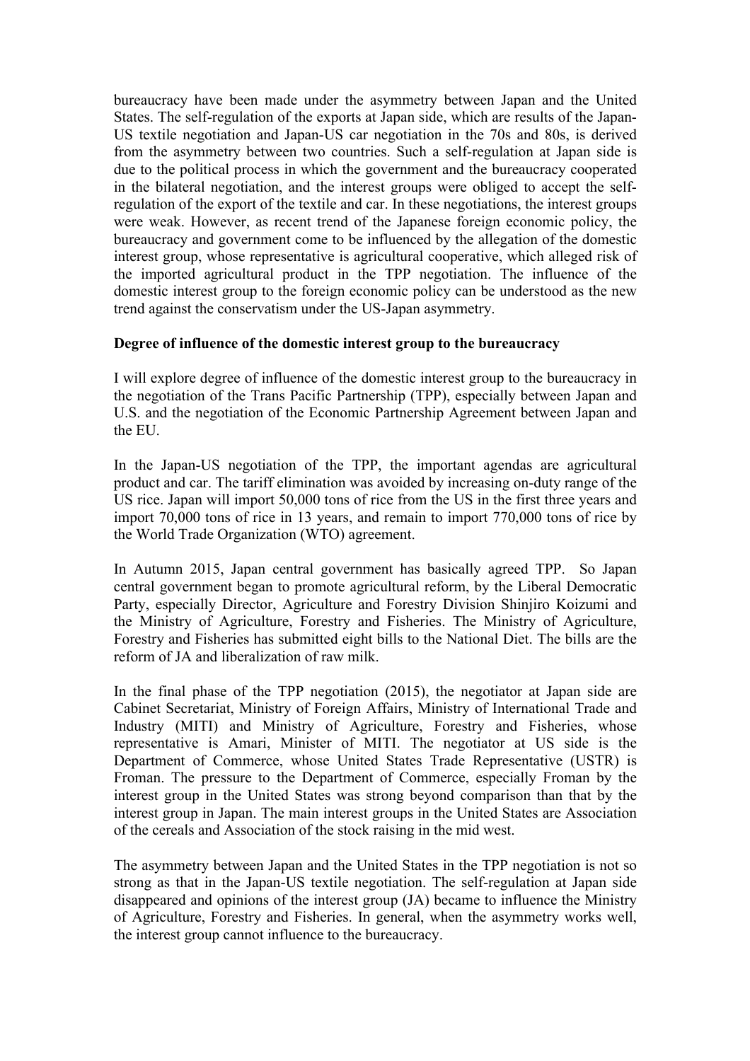bureaucracy have been made under the asymmetry between Japan and the United States. The self-regulation of the exports at Japan side, which are results of the Japan-US textile negotiation and Japan-US car negotiation in the 70s and 80s, is derived from the asymmetry between two countries. Such a self-regulation at Japan side is due to the political process in which the government and the bureaucracy cooperated in the bilateral negotiation, and the interest groups were obliged to accept the self-regulation of the export of the textile and car. In these negotiations, the interest groups were weak. However, as recent trend of the Japanese foreign economic policy, the bureaucracy and government come to be influenced by the allegation of the domestic interest group, whose representative is agricultural cooperative, which alleged risk of the imported agricultural product in the TPP negotiation. The influence of the domestic interest group to the foreign economic policy can be understood as the new trend against the conservatism under the US-Japan asymmetry.

**Degree of influence of the domestic interest group to the bureaucracy**

I will explore degree of influence of the domestic interest group to the bureaucracy in the negotiation of the Trans Pacific Partnership (TPP), especially between Japan and U.S. and the negotiation of the Economic Partnership Agreement between Japan and the EU.

In the Japan-US negotiation of the TPP, the important agendas are agricultural product and car. The tariff elimination was avoided by increasing on-duty range of the US rice. Japan will import 50,000 tons of rice from the US in the first three years and import 70,000 tons of rice in 13 years, and remain to import 770,000 tons of rice by the World Trade Organization (WTO) agreement.

In Autumn 2015, Japan central government has basically agreed TPP. So Japan central government began to promote agricultural reform, by the Liberal Democratic Party, especially Director, Agriculture and Forestry Division Shinjiro Koizumi and the Ministry of Agriculture, Forestry and Fisheries. The Ministry of Agriculture, Forestry and Fisheries has submitted eight bills to the National Diet. The bills are the reform of JA and liberalization of raw milk.

In the final phase of the TPP negotiation (2015), the negotiator at Japan side are Cabinet Secretariat, Ministry of Foreign Affairs, Ministry of International Trade and Industry (MITI) and Ministry of Agriculture, Forestry and Fisheries, whose representative is Amari, Minister of MITI. The negotiator at US side is the Department of Commerce, whose United States Trade Representative (USTR) is Froman. The pressure to the Department of Commerce, especially Froman by the interest group in the United States was strong beyond comparison than that by the interest group in Japan. The main interest groups in the United States are Association of the cereals and Association of the stock raising in the mid west.

The asymmetry between Japan and the United States in the TPP negotiation is not so strong as that in the Japan-US textile negotiation. The self-regulation at Japan side disappeared and opinions of the interest group (JA) became to influence the Ministry of Agriculture, Forestry and Fisheries. In general, when the asymmetry works well, the interest group cannot influence to the bureaucracy.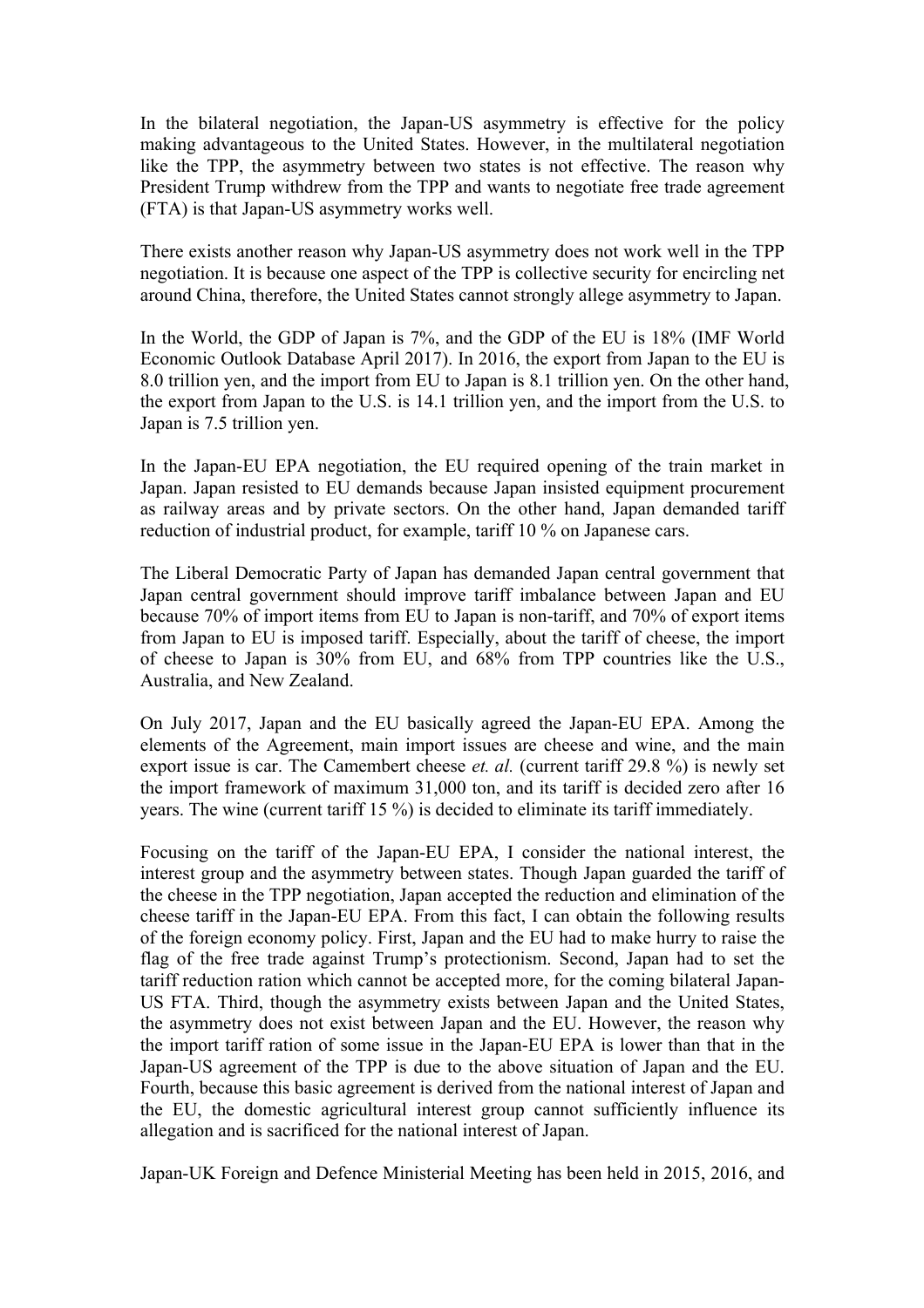In the bilateral negotiation, the Japan-US asymmetry is effective for the policy making advantageous to the United States. However, in the multilateral negotiation like the TPP, the asymmetry between two states is not effective. The reason why President Trump withdrew from the TPP and wants to negotiate free trade agreement (FTA) is that Japan-US asymmetry works well.

There exists another reason why Japan-US asymmetry does not work well in the TPP negotiation. It is because one aspect of the TPP is collective security for encircling net around China, therefore, the United States cannot strongly allege asymmetry to Japan.

In the World, the GDP of Japan is 7%, and the GDP of the EU is 18% (IMF World Economic Outlook Database April 2017). In 2016, the export from Japan to the EU is 8.0 trillion yen, and the import from EU to Japan is 8.1 trillion yen. On the other hand, the export from Japan to the U.S. is 14.1 trillion yen, and the import from the U.S. to Japan is 7.5 trillion yen.

In the Japan-EU EPA negotiation, the EU required opening of the train market in Japan. Japan resisted to EU demands because Japan insisted equipment procurement as railway areas and by private sectors. On the other hand, Japan demanded tariff reduction of industrial product, for example, tariff 10 % on Japanese cars.

The Liberal Democratic Party of Japan has demanded Japan central government that Japan central government should improve tariff imbalance between Japan and EU because 70% of import items from EU to Japan is non-tariff, and 70% of export items from Japan to EU is imposed tariff. Especially, about the tariff of cheese, the import of cheese to Japan is 30% from EU, and 68% from TPP countries like the U.S., Australia, and New Zealand.

On July 2017, Japan and the EU basically agreed the Japan-EU EPA. Among the elements of the Agreement, main import issues are cheese and wine, and the main export issue is car. The Camembert cheese *et. al.* (current tariff 29.8 %) is newly set the import framework of maximum 31,000 ton, and its tariff is decided zero after 16 years. The wine (current tariff 15 %) is decided to eliminate its tariff immediately.

Focusing on the tariff of the Japan-EU EPA, I consider the national interest, the interest group and the asymmetry between states. Though Japan guarded the tariff of the cheese in the TPP negotiation, Japan accepted the reduction and elimination of the cheese tariff in the Japan-EU EPA. From this fact, I can obtain the following results of the foreign economy policy. First, Japan and the EU had to make hurry to raise the flag of the free trade against Trump's protectionism. Second, Japan had to set the tariff reduction ration which cannot be accepted more, for the coming bilateral Japan-US FTA. Third, though the asymmetry exists between Japan and the United States, the asymmetry does not exist between Japan and the EU. However, the reason why the import tariff ration of some issue in the Japan-EU EPA is lower than that in the Japan-US agreement of the TPP is due to the above situation of Japan and the EU. Fourth, because this basic agreement is derived from the national interest of Japan and the EU, the domestic agricultural interest group cannot sufficiently influence its allegation and is sacrificed for the national interest of Japan.

Japan-UK Foreign and Defence Ministerial Meeting has been held in 2015, 2016, and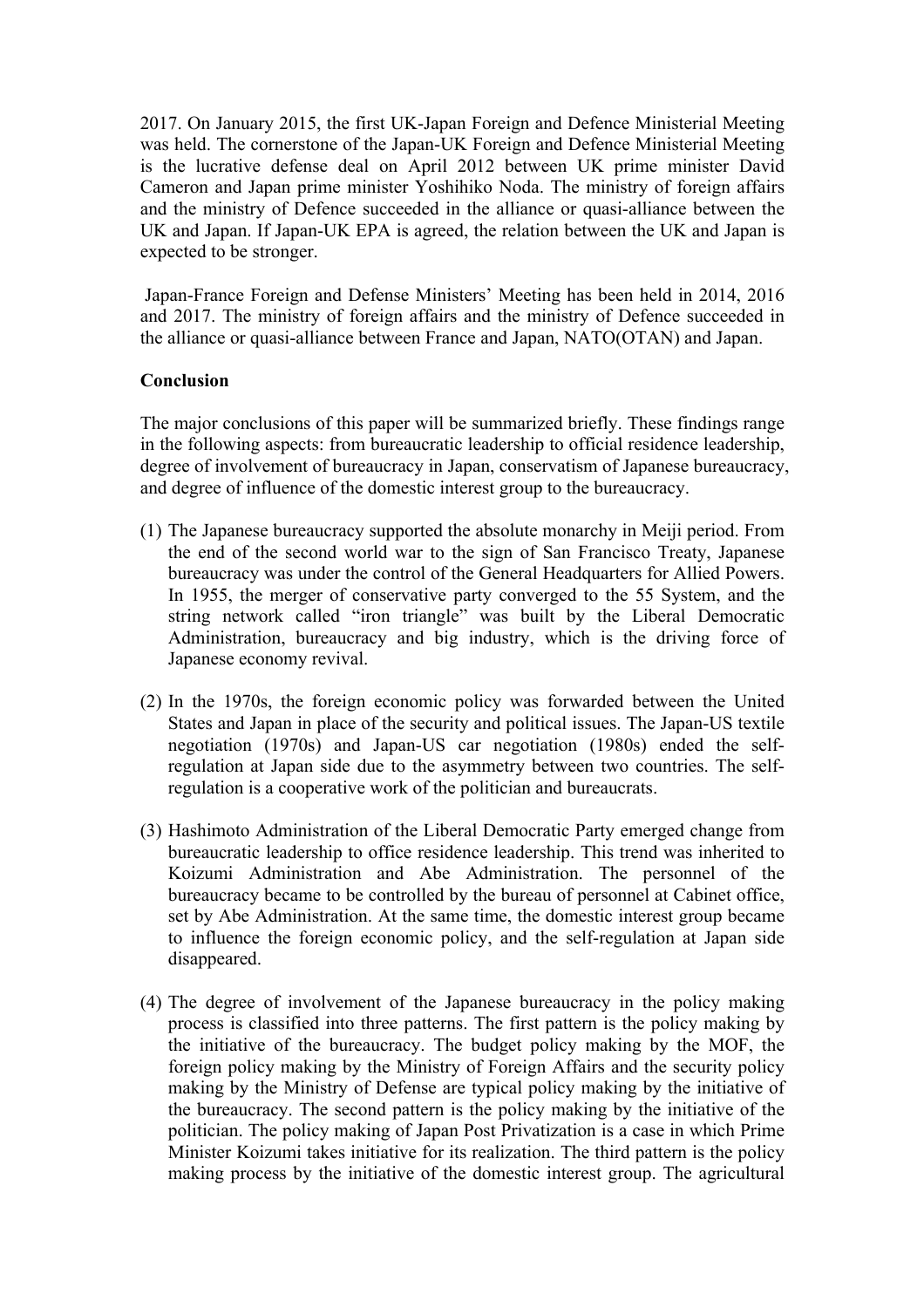2017. On January 2015, the first UK-Japan Foreign and Defence Ministerial Meeting was held. The cornerstone of the Japan-UK Foreign and Defence Ministerial Meeting is the lucrative defense deal on April 2012 between UK prime minister David Cameron and Japan prime minister Yoshihiko Noda. The ministry of foreign affairs and the ministry of Defence succeeded in the alliance or quasi-alliance between the UK and Japan. If Japan-UK EPA is agreed, the relation between the UK and Japan is expected to be stronger.

Japan-France Foreign and Defense Ministers' Meeting has been held in 2014, 2016 and 2017. The ministry of foreign affairs and the ministry of Defence succeeded in the alliance or quasi-alliance between France and Japan, NATO(OTAN) and Japan.

**Conclusion**

The major conclusions of this paper will be summarized briefly. These findings range in the following aspects: from bureaucratic leadership to official residence leadership, degree of involvement of bureaucracy in Japan, conservatism of Japanese bureaucracy, and degree of influence of the domestic interest group to the bureaucracy.

(1) The Japanese bureaucracy supported the absolute monarchy in Meiji period. From the end of the second world war to the sign of San Francisco Treaty, Japanese bureaucracy was under the control of the General Headquarters for Allied Powers. In 1955, the merger of conservative party converged to the 55 System, and the string network called "iron triangle" was built by the Liberal Democratic Administration, bureaucracy and big industry, which is the driving force of Japanese economy revival.

(2) In the 1970s, the foreign economic policy was forwarded between the United States and Japan in place of the security and political issues. The Japan-US textile negotiation (1970s) and Japan-US car negotiation (1980s) ended the self-regulation at Japan side due to the asymmetry between two countries. The self-regulation is a cooperative work of the politician and bureaucrats.

(3) Hashimoto Administration of the Liberal Democratic Party emerged change from bureaucratic leadership to office residence leadership. This trend was inherited to Koizumi Administration and Abe Administration. The personnel of the bureaucracy became to be controlled by the bureau of personnel at Cabinet office, set by Abe Administration. At the same time, the domestic interest group became to influence the foreign economic policy, and the self-regulation at Japan side disappeared.

(4) The degree of involvement of the Japanese bureaucracy in the policy making process is classified into three patterns. The first pattern is the policy making by the initiative of the bureaucracy. The budget policy making by the MOF, the foreign policy making by the Ministry of Foreign Affairs and the security policy making by the Ministry of Defense are typical policy making by the initiative of the bureaucracy. The second pattern is the policy making by the initiative of the politician. The policy making of Japan Post Privatization is a case in which Prime Minister Koizumi takes initiative for its realization. The third pattern is the policy making process by the initiative of the domestic interest group. The agricultural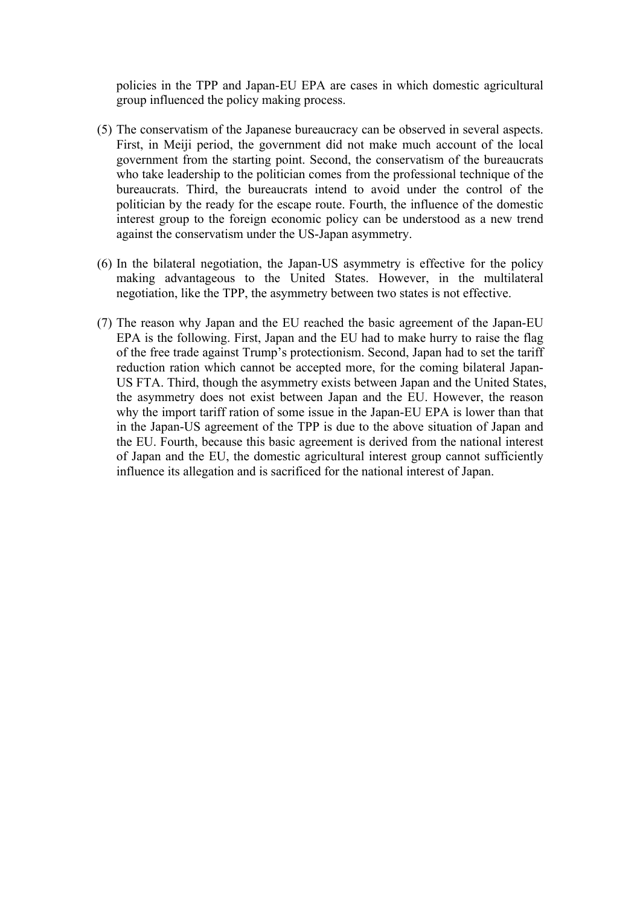policies in the TPP and Japan-EU EPA are cases in which domestic agricultural group influenced the policy making process.

(5) The conservatism of the Japanese bureaucracy can be observed in several aspects. First, in Meiji period, the government did not make much account of the local government from the starting point. Second, the conservatism of the bureaucrats who take leadership to the politician comes from the professional technique of the bureaucrats. Third, the bureaucrats intend to avoid under the control of the politician by the ready for the escape route. Fourth, the influence of the domestic interest group to the foreign economic policy can be understood as a new trend against the conservatism under the US-Japan asymmetry.

(6) In the bilateral negotiation, the Japan-US asymmetry is effective for the policy making advantageous to the United States. However, in the multilateral negotiation, like the TPP, the asymmetry between two states is not effective.

(7) The reason why Japan and the EU reached the basic agreement of the Japan-EU EPA is the following. First, Japan and the EU had to make hurry to raise the flag of the free trade against Trump's protectionism. Second, Japan had to set the tariff reduction ration which cannot be accepted more, for the coming bilateral Japan-US FTA. Third, though the asymmetry exists between Japan and the United States, the asymmetry does not exist between Japan and the EU. However, the reason why the import tariff ration of some issue in the Japan-EU EPA is lower than that in the Japan-US agreement of the TPP is due to the above situation of Japan and the EU. Fourth, because this basic agreement is derived from the national interest of Japan and the EU, the domestic agricultural interest group cannot sufficiently influence its allegation and is sacrificed for the national interest of Japan.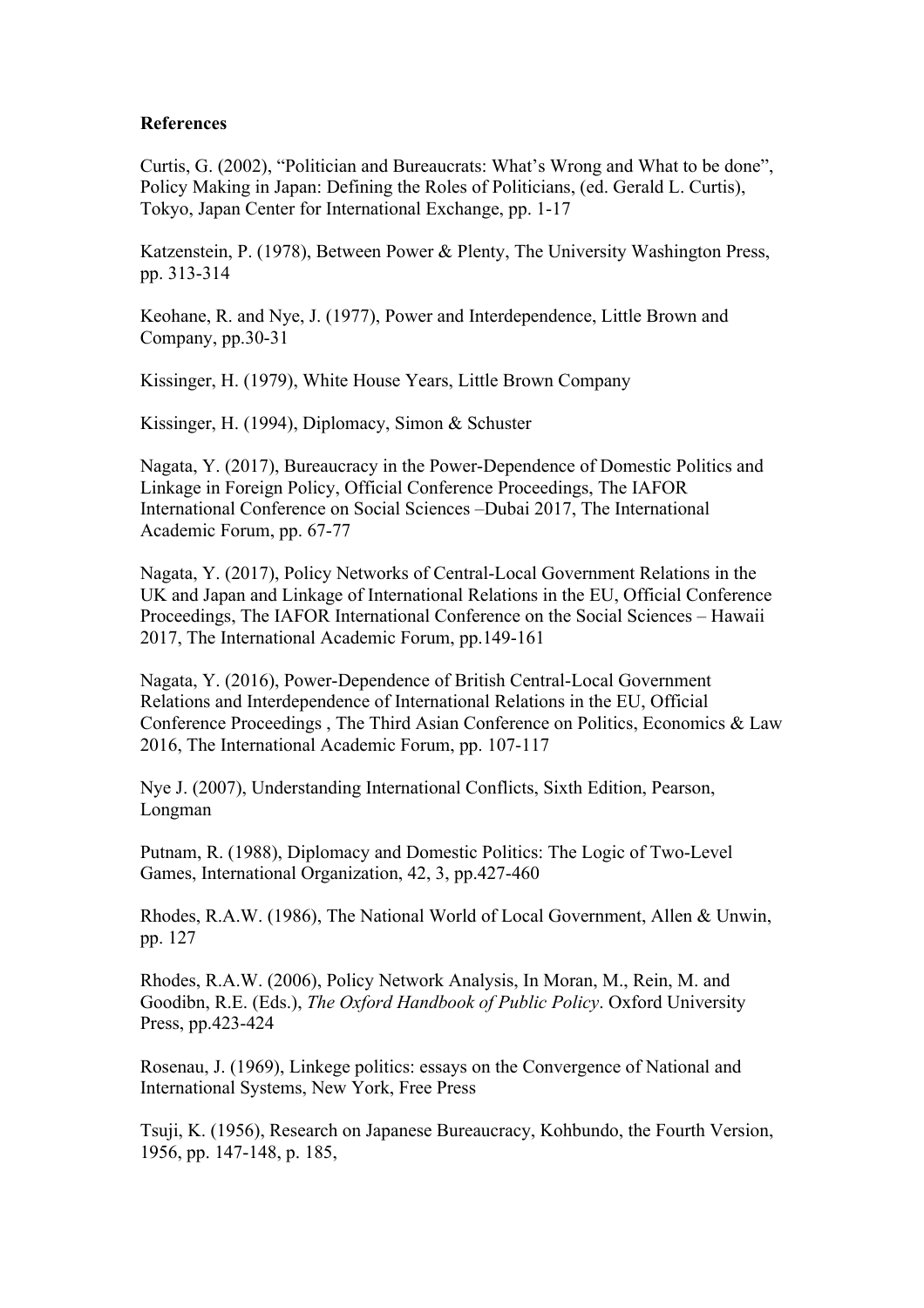**References**

Curtis, G. (2002), “Politician and Bureaucrats: What’s Wrong and What to be done”, Policy Making in Japan: Defining the Roles of Politicians, (ed. Gerald L. Curtis), Tokyo, Japan Center for International Exchange, pp. 1-17

Katzenstein, P. (1978), Between Power & Plenty, The University Washington Press, pp. 313-314

Keohane, R. and Nye, J. (1977), Power and Interdependence, Little Brown and Company, pp.30-31

Kissinger, H. (1979), White House Years, Little Brown Company

Kissinger, H. (1994), Diplomacy, Simon & Schuster

Nagata, Y. (2017), Bureaucracy in the Power-Dependence of Domestic Politics and Linkage in Foreign Policy, Official Conference Proceedings, The IAFOR International Conference on Social Sciences –Dubai 2017, The International Academic Forum, pp. 67-77

Nagata, Y. (2017), Policy Networks of Central-Local Government Relations in the UK and Japan and Linkage of International Relations in the EU, Official Conference Proceedings, The IAFOR International Conference on the Social Sciences – Hawaii 2017, The International Academic Forum, pp.149-161

Nagata, Y. (2016), Power-Dependence of British Central-Local Government Relations and Interdependence of International Relations in the EU, Official Conference Proceedings , The Third Asian Conference on Politics, Economics & Law 2016, The International Academic Forum, pp. 107-117

Nye J. (2007), Understanding International Conflicts, Sixth Edition, Pearson, Longman

Putnam, R. (1988), Diplomacy and Domestic Politics: The Logic of Two-Level Games, International Organization, 42, 3, pp.427-460

Rhodes, R.A.W. (1986), The National World of Local Government, Allen & Unwin, pp. 127

Rhodes, R.A.W. (2006), Policy Network Analysis, In Moran, M., Rein, M. and Goodibn, R.E. (Eds.), *The Oxford Handbook of Public Policy*. Oxford University Press, pp.423-424

Rosenau, J. (1969), Linkege politics: essays on the Convergence of National and International Systems, New York, Free Press

Tsuji, K. (1956), Research on Japanese Bureaucracy, Kohbundo, the Fourth Version, 1956, pp. 147-148, p. 185,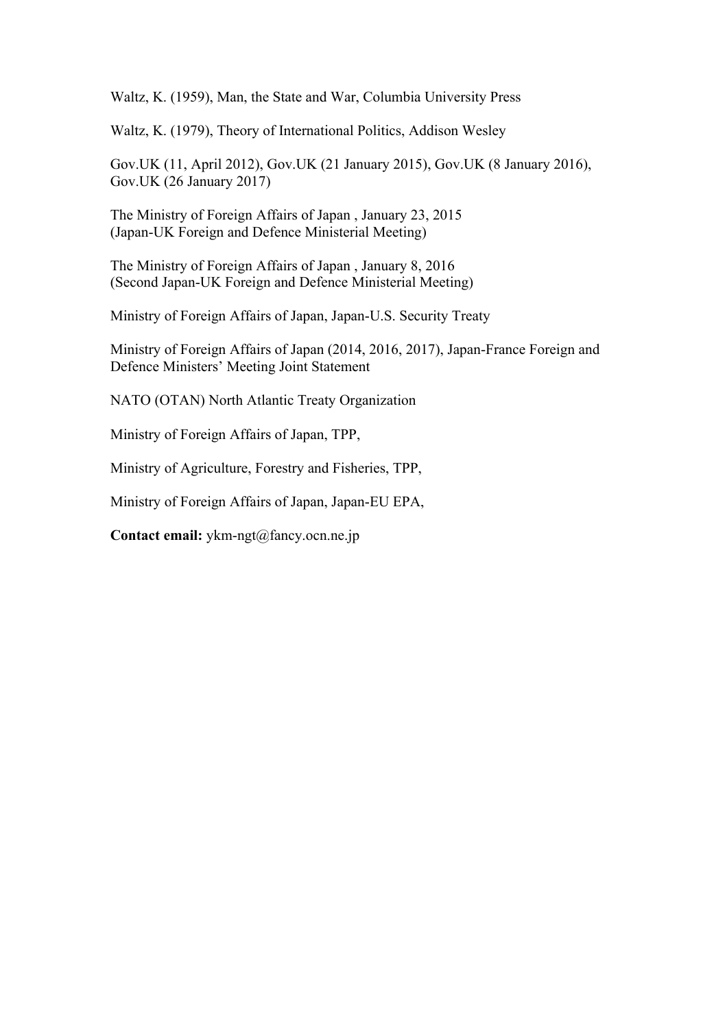Waltz, K. (1959), Man, the State and War, Columbia University Press

Waltz, K. (1979), Theory of International Politics, Addison Wesley

Gov.UK (11, April 2012), Gov.UK (21 January 2015), Gov.UK (8 January 2016), Gov.UK (26 January 2017)

The Ministry of Foreign Affairs of Japan , January 23, 2015
(Japan-UK Foreign and Defence Ministerial Meeting)

The Ministry of Foreign Affairs of Japan , January 8, 2016
(Second Japan-UK Foreign and Defence Ministerial Meeting)

Ministry of Foreign Affairs of Japan, Japan-U.S. Security Treaty

Ministry of Foreign Affairs of Japan (2014, 2016, 2017), Japan-France Foreign and Defence Ministers' Meeting Joint Statement

NATO (OTAN) North Atlantic Treaty Organization

Ministry of Foreign Affairs of Japan, TPP,

Ministry of Agriculture, Forestry and Fisheries, TPP,

Ministry of Foreign Affairs of Japan, Japan-EU EPA,

**Contact email:** ykm-ngt@fancy.ocn.ne.jp